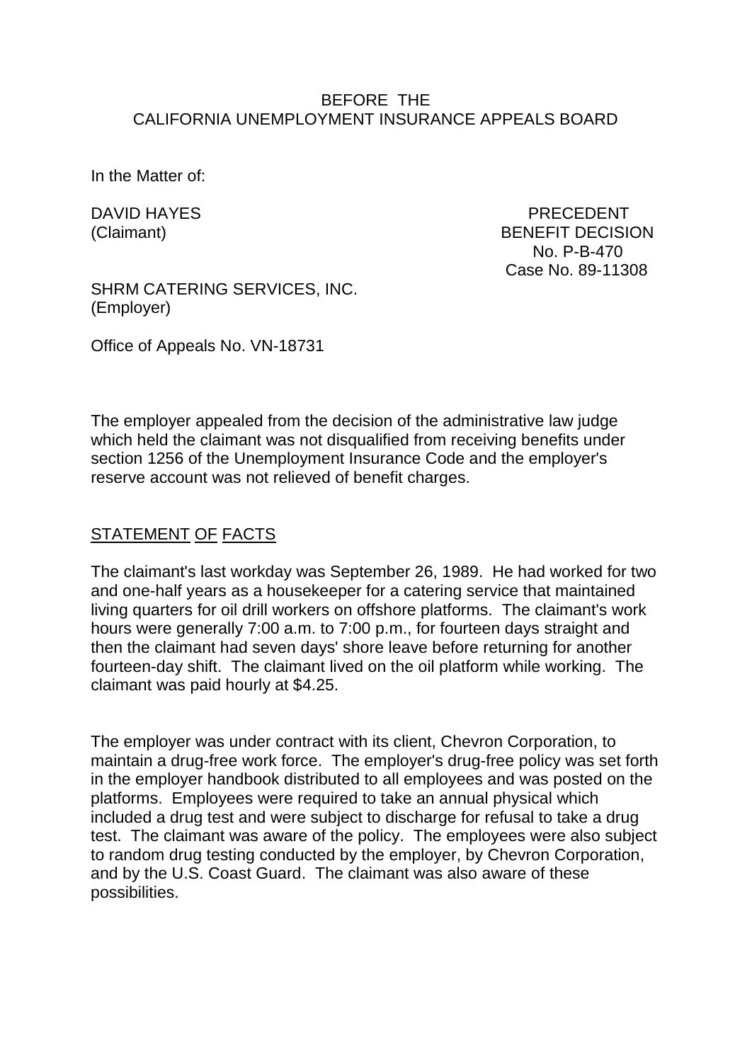BEFORE THE
CALIFORNIA UNEMPLOYMENT INSURANCE APPEALS BOARD

In the Matter of:

DAVID HAYES
(Claimant)

PRECEDENT
BENEFIT DECISION
No. P-B-470
Case No. 89-11308

SHRM CATERING SERVICES, INC.
(Employer)

Office of Appeals No. VN-18731

The employer appealed from the decision of the administrative law judge which held the claimant was not disqualified from receiving benefits under section 1256 of the Unemployment Insurance Code and the employer's reserve account was not relieved of benefit charges.

## STATEMENT OF FACTS

The claimant's last workday was September 26, 1989. He had worked for two and one-half years as a housekeeper for a catering service that maintained living quarters for oil drill workers on offshore platforms. The claimant's work hours were generally 7:00 a.m. to 7:00 p.m., for fourteen days straight and then the claimant had seven days' shore leave before returning for another fourteen-day shift. The claimant lived on the oil platform while working. The claimant was paid hourly at $4.25.

The employer was under contract with its client, Chevron Corporation, to maintain a drug-free work force. The employer's drug-free policy was set forth in the employer handbook distributed to all employees and was posted on the platforms. Employees were required to take an annual physical which included a drug test and were subject to discharge for refusal to take a drug test. The claimant was aware of the policy. The employees were also subject to random drug testing conducted by the employer, by Chevron Corporation, and by the U.S. Coast Guard. The claimant was also aware of these possibilities.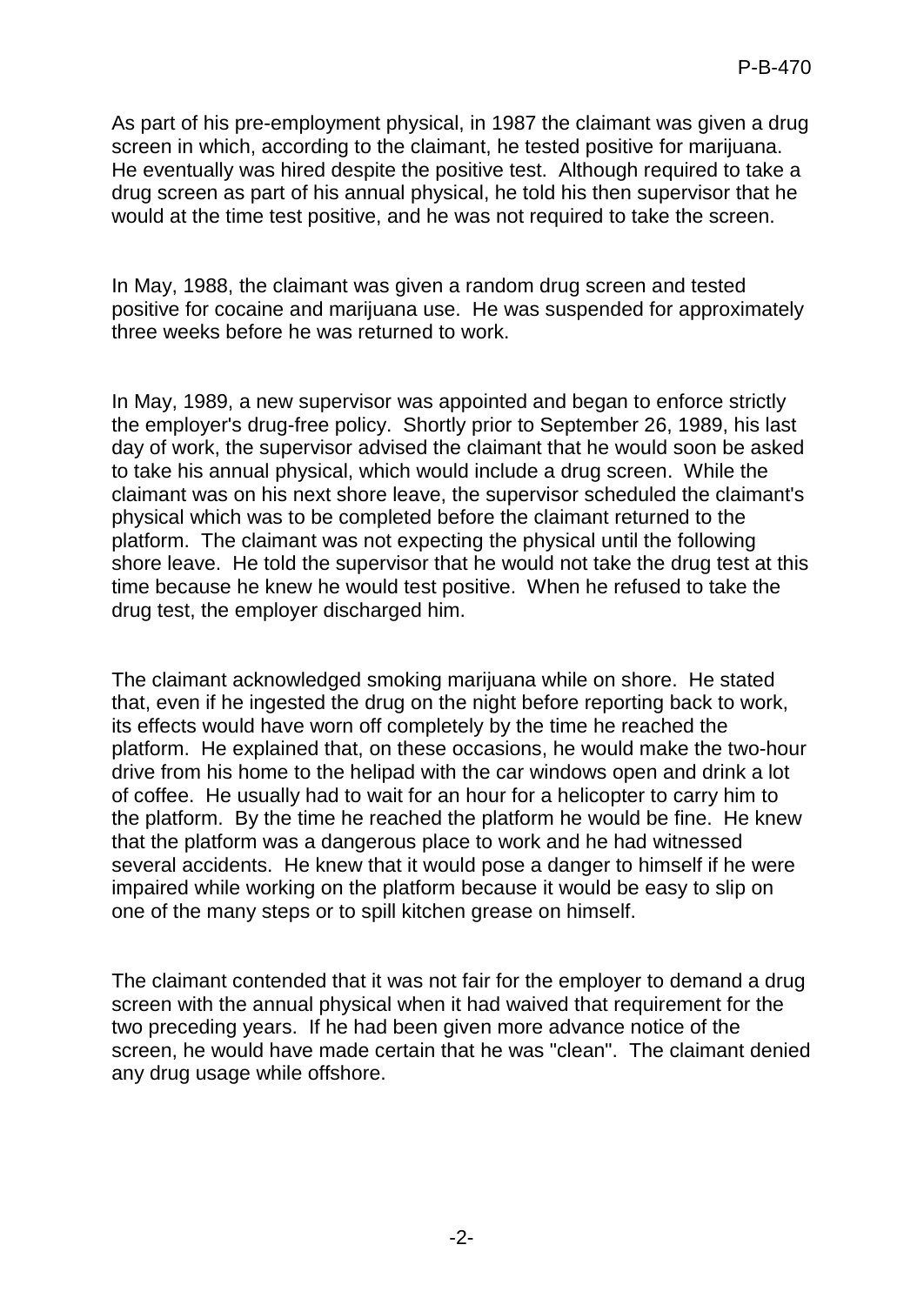As part of his pre-employment physical, in 1987 the claimant was given a drug screen in which, according to the claimant, he tested positive for marijuana. He eventually was hired despite the positive test. Although required to take a drug screen as part of his annual physical, he told his then supervisor that he would at the time test positive, and he was not required to take the screen.

In May, 1988, the claimant was given a random drug screen and tested positive for cocaine and marijuana use. He was suspended for approximately three weeks before he was returned to work.

In May, 1989, a new supervisor was appointed and began to enforce strictly the employer's drug-free policy. Shortly prior to September 26, 1989, his last day of work, the supervisor advised the claimant that he would soon be asked to take his annual physical, which would include a drug screen. While the claimant was on his next shore leave, the supervisor scheduled the claimant's physical which was to be completed before the claimant returned to the platform. The claimant was not expecting the physical until the following shore leave. He told the supervisor that he would not take the drug test at this time because he knew he would test positive. When he refused to take the drug test, the employer discharged him.

The claimant acknowledged smoking marijuana while on shore. He stated that, even if he ingested the drug on the night before reporting back to work, its effects would have worn off completely by the time he reached the platform. He explained that, on these occasions, he would make the two-hour drive from his home to the helipad with the car windows open and drink a lot of coffee. He usually had to wait for an hour for a helicopter to carry him to the platform. By the time he reached the platform he would be fine. He knew that the platform was a dangerous place to work and he had witnessed several accidents. He knew that it would pose a danger to himself if he were impaired while working on the platform because it would be easy to slip on one of the many steps or to spill kitchen grease on himself.

The claimant contended that it was not fair for the employer to demand a drug screen with the annual physical when it had waived that requirement for the two preceding years. If he had been given more advance notice of the screen, he would have made certain that he was "clean". The claimant denied any drug usage while offshore.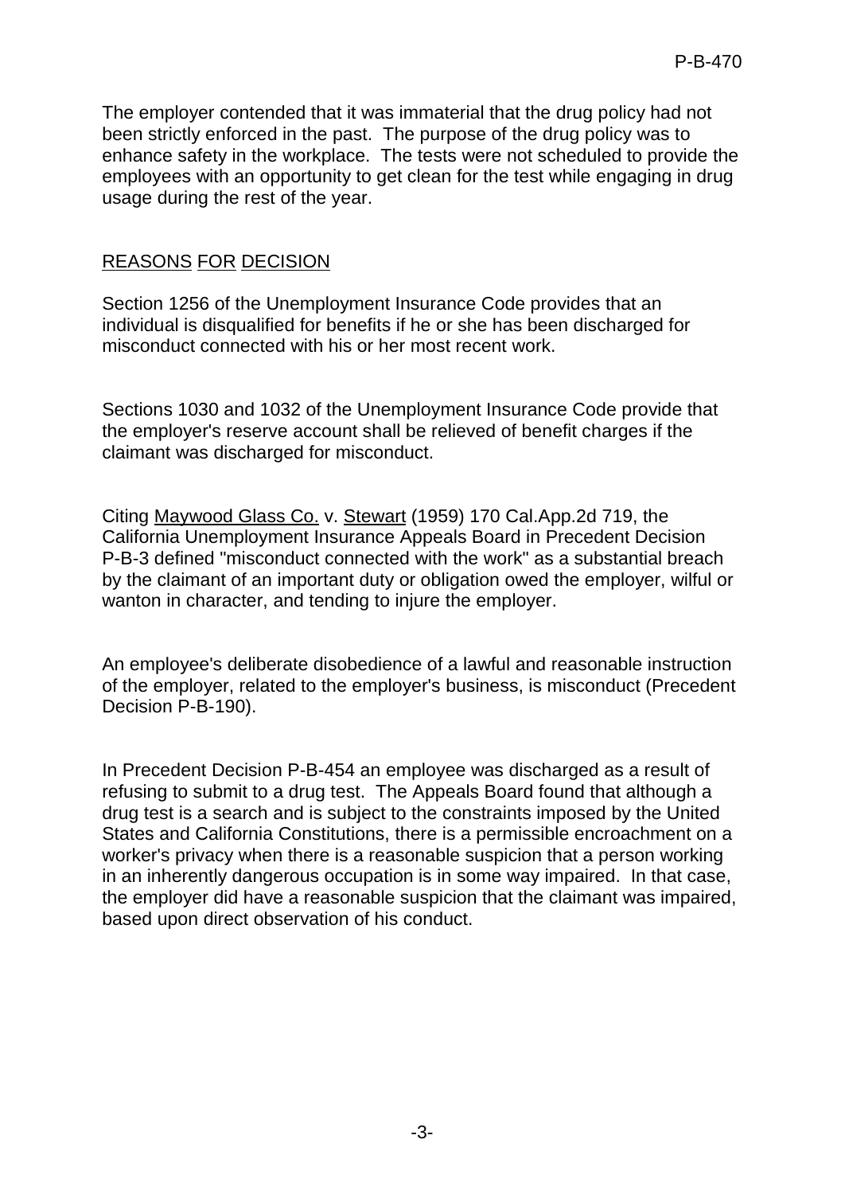The employer contended that it was immaterial that the drug policy had not been strictly enforced in the past. The purpose of the drug policy was to enhance safety in the workplace. The tests were not scheduled to provide the employees with an opportunity to get clean for the test while engaging in drug usage during the rest of the year.

## REASONS FOR DECISION

Section 1256 of the Unemployment Insurance Code provides that an individual is disqualified for benefits if he or she has been discharged for misconduct connected with his or her most recent work.

Sections 1030 and 1032 of the Unemployment Insurance Code provide that the employer's reserve account shall be relieved of benefit charges if the claimant was discharged for misconduct.

Citing Maywood Glass Co. v. Stewart (1959) 170 Cal.App.2d 719, the California Unemployment Insurance Appeals Board in Precedent Decision P-B-3 defined "misconduct connected with the work" as a substantial breach by the claimant of an important duty or obligation owed the employer, wilful or wanton in character, and tending to injure the employer.

An employee's deliberate disobedience of a lawful and reasonable instruction of the employer, related to the employer's business, is misconduct (Precedent Decision P-B-190).

In Precedent Decision P-B-454 an employee was discharged as a result of refusing to submit to a drug test. The Appeals Board found that although a drug test is a search and is subject to the constraints imposed by the United States and California Constitutions, there is a permissible encroachment on a worker's privacy when there is a reasonable suspicion that a person working in an inherently dangerous occupation is in some way impaired. In that case, the employer did have a reasonable suspicion that the claimant was impaired, based upon direct observation of his conduct.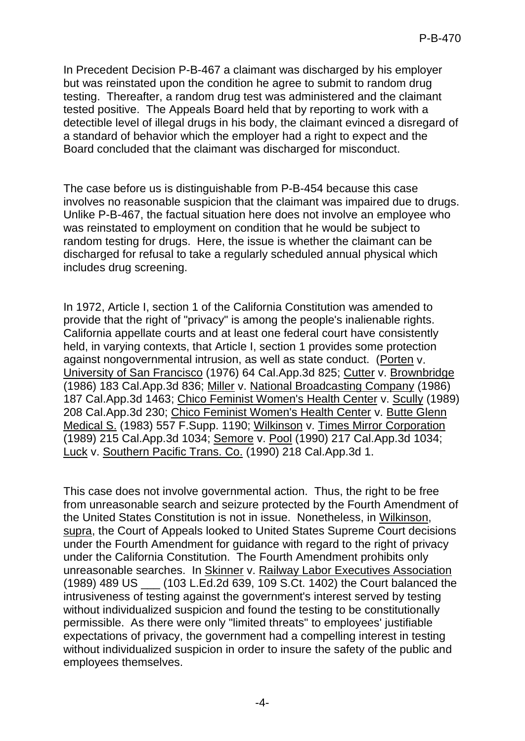In Precedent Decision P-B-467 a claimant was discharged by his employer but was reinstated upon the condition he agree to submit to random drug testing. Thereafter, a random drug test was administered and the claimant tested positive. The Appeals Board held that by reporting to work with a detectible level of illegal drugs in his body, the claimant evinced a disregard of a standard of behavior which the employer had a right to expect and the Board concluded that the claimant was discharged for misconduct.

The case before us is distinguishable from P-B-454 because this case involves no reasonable suspicion that the claimant was impaired due to drugs. Unlike P-B-467, the factual situation here does not involve an employee who was reinstated to employment on condition that he would be subject to random testing for drugs. Here, the issue is whether the claimant can be discharged for refusal to take a regularly scheduled annual physical which includes drug screening.

In 1972, Article I, section 1 of the California Constitution was amended to provide that the right of "privacy" is among the people's inalienable rights. California appellate courts and at least one federal court have consistently held, in varying contexts, that Article I, section 1 provides some protection against nongovernmental intrusion, as well as state conduct. (Porten v. University of San Francisco (1976) 64 Cal.App.3d 825; Cutter v. Brownbridge (1986) 183 Cal.App.3d 836; Miller v. National Broadcasting Company (1986) 187 Cal.App.3d 1463; Chico Feminist Women's Health Center v. Scully (1989) 208 Cal.App.3d 230; Chico Feminist Women's Health Center v. Butte Glenn Medical S. (1983) 557 F.Supp. 1190; Wilkinson v. Times Mirror Corporation (1989) 215 Cal.App.3d 1034; Semore v. Pool (1990) 217 Cal.App.3d 1034; Luck v. Southern Pacific Trans. Co. (1990) 218 Cal.App.3d 1.

This case does not involve governmental action. Thus, the right to be free from unreasonable search and seizure protected by the Fourth Amendment of the United States Constitution is not in issue. Nonetheless, in Wilkinson, supra, the Court of Appeals looked to United States Supreme Court decisions under the Fourth Amendment for guidance with regard to the right of privacy under the California Constitution. The Fourth Amendment prohibits only unreasonable searches. In Skinner v. Railway Labor Executives Association (1989) 489 US ___ (103 L.Ed.2d 639, 109 S.Ct. 1402) the Court balanced the intrusiveness of testing against the government's interest served by testing without individualized suspicion and found the testing to be constitutionally permissible. As there were only "limited threats" to employees' justifiable expectations of privacy, the government had a compelling interest in testing without individualized suspicion in order to insure the safety of the public and employees themselves.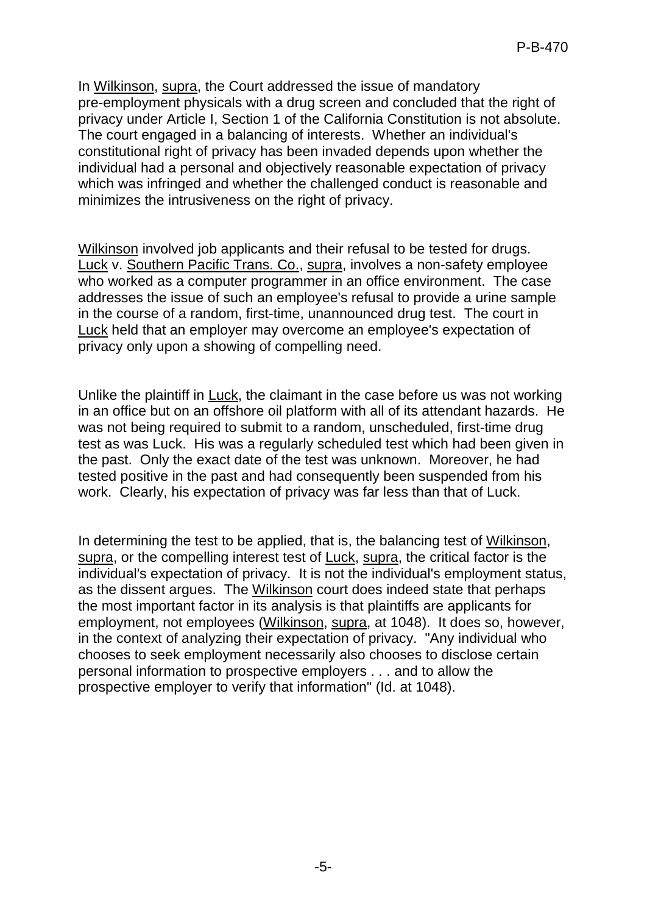In Wilkinson, supra, the Court addressed the issue of mandatory pre-employment physicals with a drug screen and concluded that the right of privacy under Article I, Section 1 of the California Constitution is not absolute. The court engaged in a balancing of interests. Whether an individual's constitutional right of privacy has been invaded depends upon whether the individual had a personal and objectively reasonable expectation of privacy which was infringed and whether the challenged conduct is reasonable and minimizes the intrusiveness on the right of privacy.

Wilkinson involved job applicants and their refusal to be tested for drugs. Luck v. Southern Pacific Trans. Co., supra, involves a non-safety employee who worked as a computer programmer in an office environment. The case addresses the issue of such an employee's refusal to provide a urine sample in the course of a random, first-time, unannounced drug test. The court in Luck held that an employer may overcome an employee's expectation of privacy only upon a showing of compelling need.

Unlike the plaintiff in Luck, the claimant in the case before us was not working in an office but on an offshore oil platform with all of its attendant hazards. He was not being required to submit to a random, unscheduled, first-time drug test as was Luck. His was a regularly scheduled test which had been given in the past. Only the exact date of the test was unknown. Moreover, he had tested positive in the past and had consequently been suspended from his work. Clearly, his expectation of privacy was far less than that of Luck.

In determining the test to be applied, that is, the balancing test of Wilkinson, supra, or the compelling interest test of Luck, supra, the critical factor is the individual's expectation of privacy. It is not the individual's employment status, as the dissent argues. The Wilkinson court does indeed state that perhaps the most important factor in its analysis is that plaintiffs are applicants for employment, not employees (Wilkinson, supra, at 1048). It does so, however, in the context of analyzing their expectation of privacy. "Any individual who chooses to seek employment necessarily also chooses to disclose certain personal information to prospective employers . . . and to allow the prospective employer to verify that information" (Id. at 1048).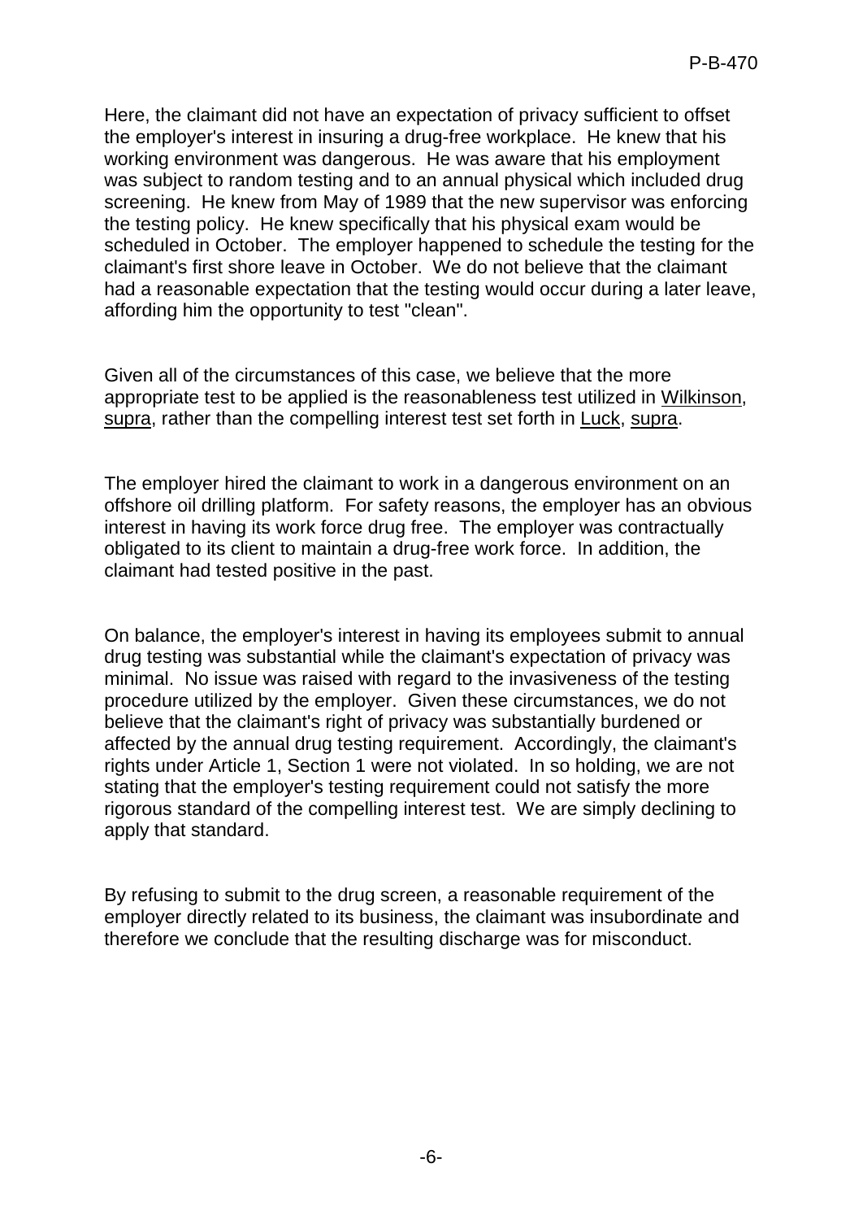Here, the claimant did not have an expectation of privacy sufficient to offset the employer's interest in insuring a drug-free workplace. He knew that his working environment was dangerous. He was aware that his employment was subject to random testing and to an annual physical which included drug screening. He knew from May of 1989 that the new supervisor was enforcing the testing policy. He knew specifically that his physical exam would be scheduled in October. The employer happened to schedule the testing for the claimant's first shore leave in October. We do not believe that the claimant had a reasonable expectation that the testing would occur during a later leave, affording him the opportunity to test "clean".

Given all of the circumstances of this case, we believe that the more appropriate test to be applied is the reasonableness test utilized in Wilkinson, supra, rather than the compelling interest test set forth in Luck, supra.

The employer hired the claimant to work in a dangerous environment on an offshore oil drilling platform. For safety reasons, the employer has an obvious interest in having its work force drug free. The employer was contractually obligated to its client to maintain a drug-free work force. In addition, the claimant had tested positive in the past.

On balance, the employer's interest in having its employees submit to annual drug testing was substantial while the claimant's expectation of privacy was minimal. No issue was raised with regard to the invasiveness of the testing procedure utilized by the employer. Given these circumstances, we do not believe that the claimant's right of privacy was substantially burdened or affected by the annual drug testing requirement. Accordingly, the claimant's rights under Article 1, Section 1 were not violated. In so holding, we are not stating that the employer's testing requirement could not satisfy the more rigorous standard of the compelling interest test. We are simply declining to apply that standard.

By refusing to submit to the drug screen, a reasonable requirement of the employer directly related to its business, the claimant was insubordinate and therefore we conclude that the resulting discharge was for misconduct.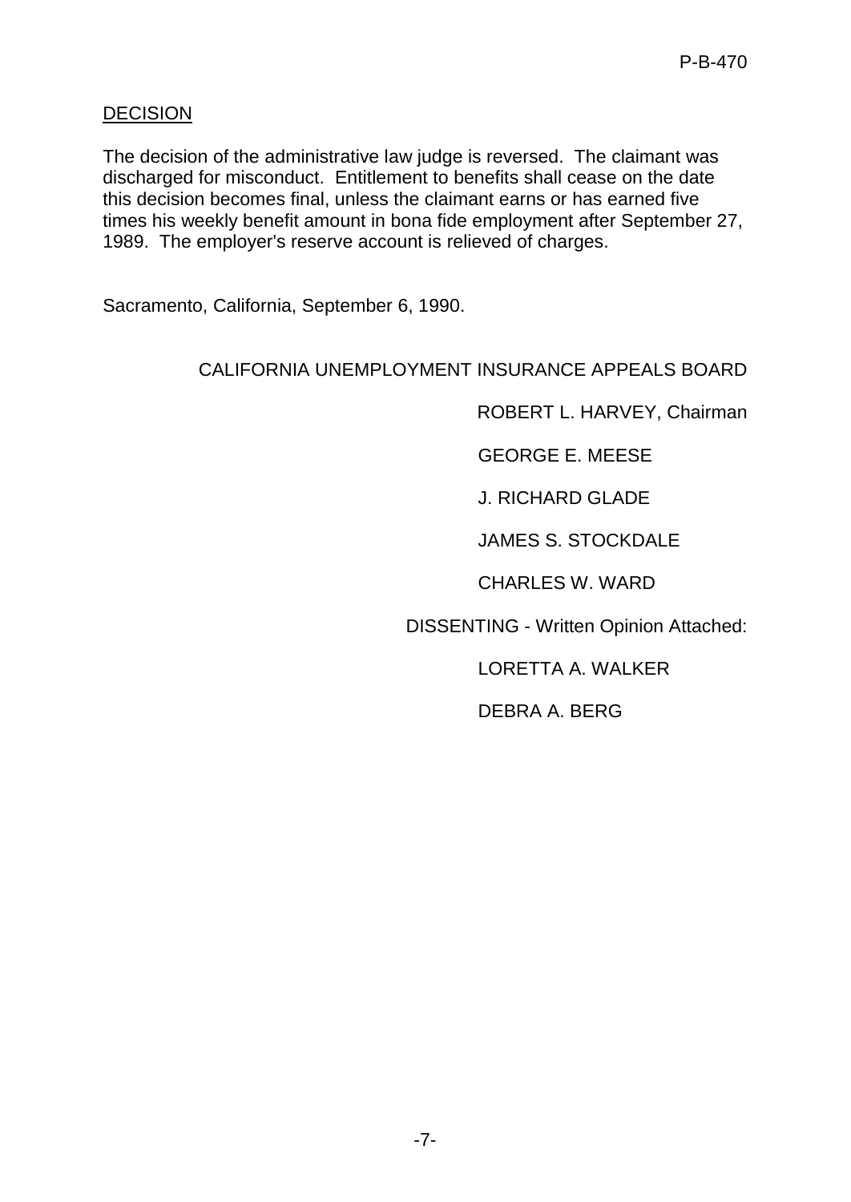## DECISION

The decision of the administrative law judge is reversed. The claimant was discharged for misconduct. Entitlement to benefits shall cease on the date this decision becomes final, unless the claimant earns or has earned five times his weekly benefit amount in bona fide employment after September 27, 1989. The employer's reserve account is relieved of charges.

Sacramento, California, September 6, 1990.

CALIFORNIA UNEMPLOYMENT INSURANCE APPEALS BOARD

ROBERT L. HARVEY, Chairman

GEORGE E. MEESE

J. RICHARD GLADE

JAMES S. STOCKDALE

CHARLES W. WARD

DISSENTING - Written Opinion Attached:

LORETTA A. WALKER

DEBRA A. BERG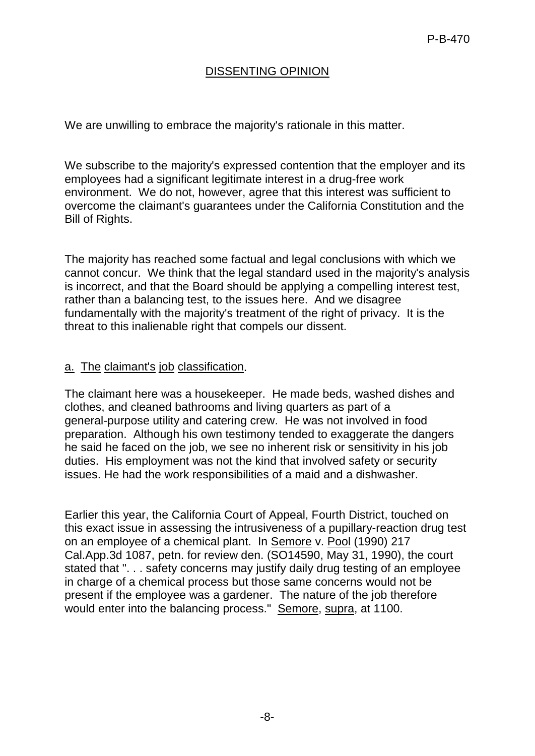## DISSENTING OPINION

We are unwilling to embrace the majority's rationale in this matter.

We subscribe to the majority's expressed contention that the employer and its employees had a significant legitimate interest in a drug-free work environment. We do not, however, agree that this interest was sufficient to overcome the claimant's guarantees under the California Constitution and the Bill of Rights.

The majority has reached some factual and legal conclusions with which we cannot concur. We think that the legal standard used in the majority's analysis is incorrect, and that the Board should be applying a compelling interest test, rather than a balancing test, to the issues here. And we disagree fundamentally with the majority's treatment of the right of privacy. It is the threat to this inalienable right that compels our dissent.

### a. The claimant's job classification.

The claimant here was a housekeeper. He made beds, washed dishes and clothes, and cleaned bathrooms and living quarters as part of a general-purpose utility and catering crew. He was not involved in food preparation. Although his own testimony tended to exaggerate the dangers he said he faced on the job, we see no inherent risk or sensitivity in his job duties. His employment was not the kind that involved safety or security issues. He had the work responsibilities of a maid and a dishwasher.

Earlier this year, the California Court of Appeal, Fourth District, touched on this exact issue in assessing the intrusiveness of a pupillary-reaction drug test on an employee of a chemical plant. In Semore v. Pool (1990) 217 Cal.App.3d 1087, petn. for review den. (SO14590, May 31, 1990), the court stated that ". . . safety concerns may justify daily drug testing of an employee in charge of a chemical process but those same concerns would not be present if the employee was a gardener. The nature of the job therefore would enter into the balancing process." Semore, supra, at 1100.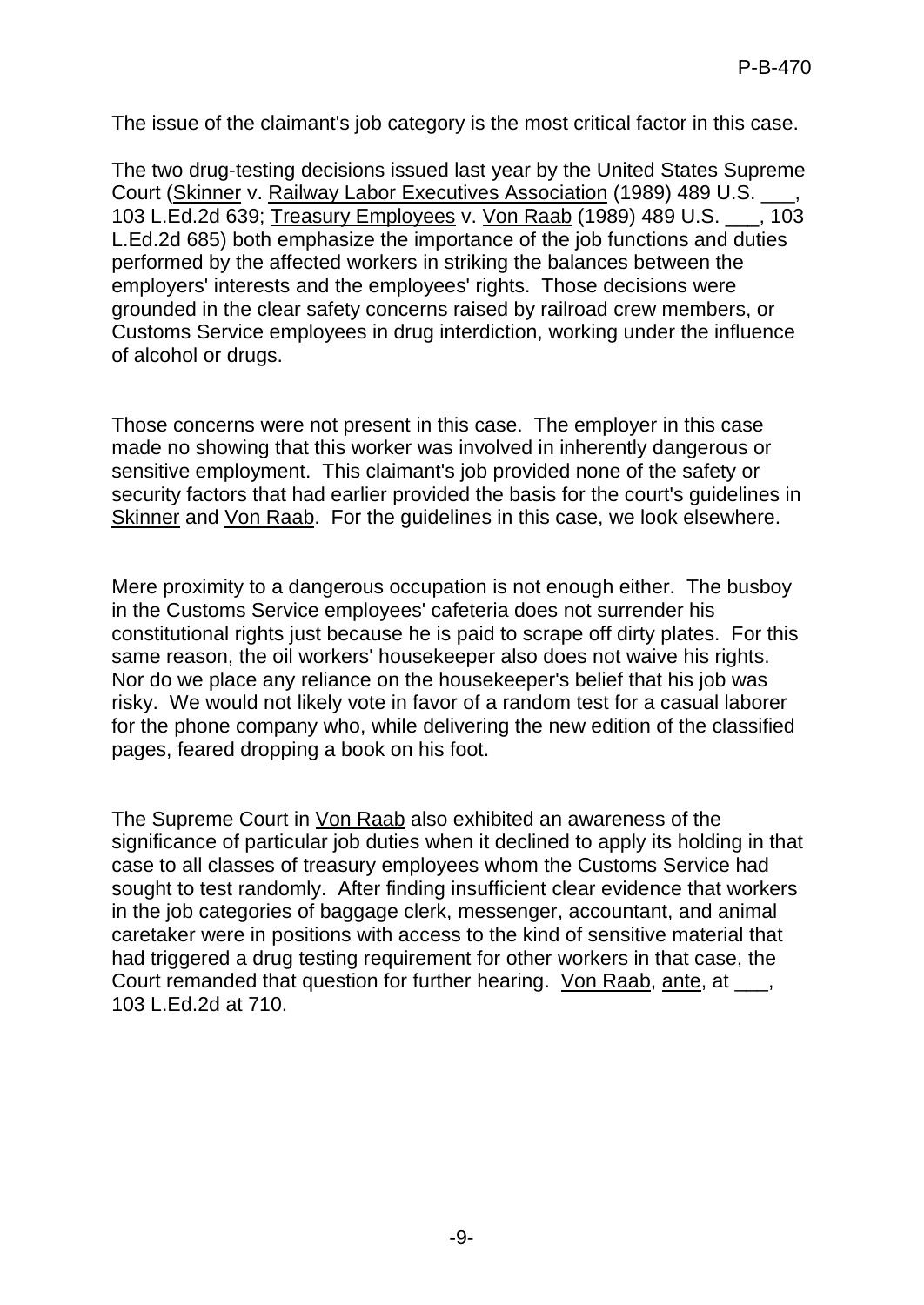The issue of the claimant's job category is the most critical factor in this case.

The two drug-testing decisions issued last year by the United States Supreme Court (Skinner v. Railway Labor Executives Association (1989) 489 U.S. ___, 103 L.Ed.2d 639; Treasury Employees v. Von Raab (1989) 489 U.S. ___, 103 L.Ed.2d 685) both emphasize the importance of the job functions and duties performed by the affected workers in striking the balances between the employers' interests and the employees' rights. Those decisions were grounded in the clear safety concerns raised by railroad crew members, or Customs Service employees in drug interdiction, working under the influence of alcohol or drugs.

Those concerns were not present in this case. The employer in this case made no showing that this worker was involved in inherently dangerous or sensitive employment. This claimant's job provided none of the safety or security factors that had earlier provided the basis for the court's guidelines in Skinner and Von Raab. For the guidelines in this case, we look elsewhere.

Mere proximity to a dangerous occupation is not enough either. The busboy in the Customs Service employees' cafeteria does not surrender his constitutional rights just because he is paid to scrape off dirty plates. For this same reason, the oil workers' housekeeper also does not waive his rights. Nor do we place any reliance on the housekeeper's belief that his job was risky. We would not likely vote in favor of a random test for a casual laborer for the phone company who, while delivering the new edition of the classified pages, feared dropping a book on his foot.

The Supreme Court in Von Raab also exhibited an awareness of the significance of particular job duties when it declined to apply its holding in that case to all classes of treasury employees whom the Customs Service had sought to test randomly. After finding insufficient clear evidence that workers in the job categories of baggage clerk, messenger, accountant, and animal caretaker were in positions with access to the kind of sensitive material that had triggered a drug testing requirement for other workers in that case, the Court remanded that question for further hearing. Von Raab, ante, at ___, 103 L.Ed.2d at 710.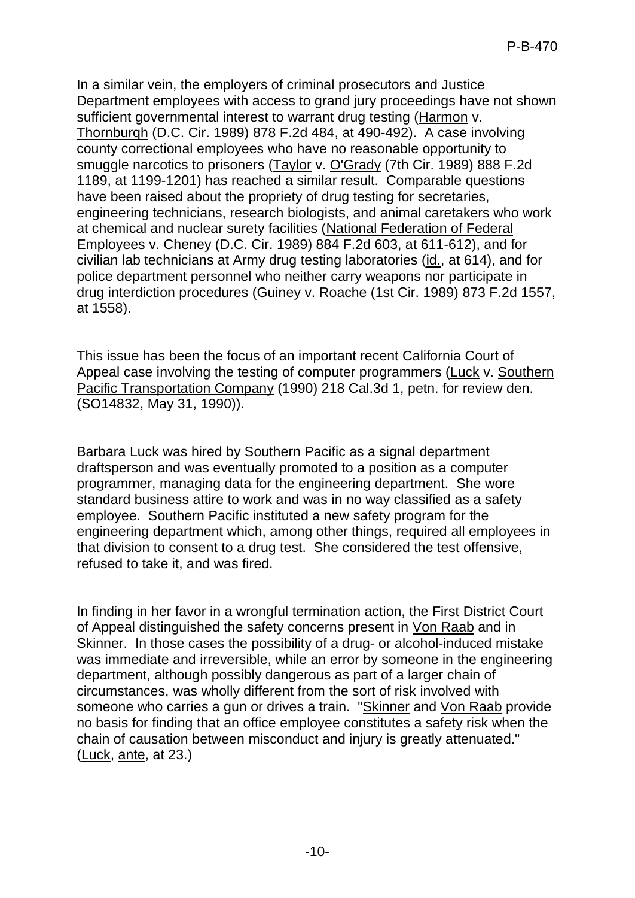In a similar vein, the employers of criminal prosecutors and Justice Department employees with access to grand jury proceedings have not shown sufficient governmental interest to warrant drug testing (Harmon v. Thornburgh (D.C. Cir. 1989) 878 F.2d 484, at 490-492). A case involving county correctional employees who have no reasonable opportunity to smuggle narcotics to prisoners (Taylor v. O'Grady (7th Cir. 1989) 888 F.2d 1189, at 1199-1201) has reached a similar result. Comparable questions have been raised about the propriety of drug testing for secretaries, engineering technicians, research biologists, and animal caretakers who work at chemical and nuclear surety facilities (National Federation of Federal Employees v. Cheney (D.C. Cir. 1989) 884 F.2d 603, at 611-612), and for civilian lab technicians at Army drug testing laboratories (id., at 614), and for police department personnel who neither carry weapons nor participate in drug interdiction procedures (Guiney v. Roache (1st Cir. 1989) 873 F.2d 1557, at 1558).

This issue has been the focus of an important recent California Court of Appeal case involving the testing of computer programmers (Luck v. Southern Pacific Transportation Company (1990) 218 Cal.3d 1, petn. for review den. (SO14832, May 31, 1990)).

Barbara Luck was hired by Southern Pacific as a signal department draftsperson and was eventually promoted to a position as a computer programmer, managing data for the engineering department. She wore standard business attire to work and was in no way classified as a safety employee. Southern Pacific instituted a new safety program for the engineering department which, among other things, required all employees in that division to consent to a drug test. She considered the test offensive, refused to take it, and was fired.

In finding in her favor in a wrongful termination action, the First District Court of Appeal distinguished the safety concerns present in Von Raab and in Skinner. In those cases the possibility of a drug- or alcohol-induced mistake was immediate and irreversible, while an error by someone in the engineering department, although possibly dangerous as part of a larger chain of circumstances, was wholly different from the sort of risk involved with someone who carries a gun or drives a train. "Skinner and Von Raab provide no basis for finding that an office employee constitutes a safety risk when the chain of causation between misconduct and injury is greatly attenuated." (Luck, ante, at 23.)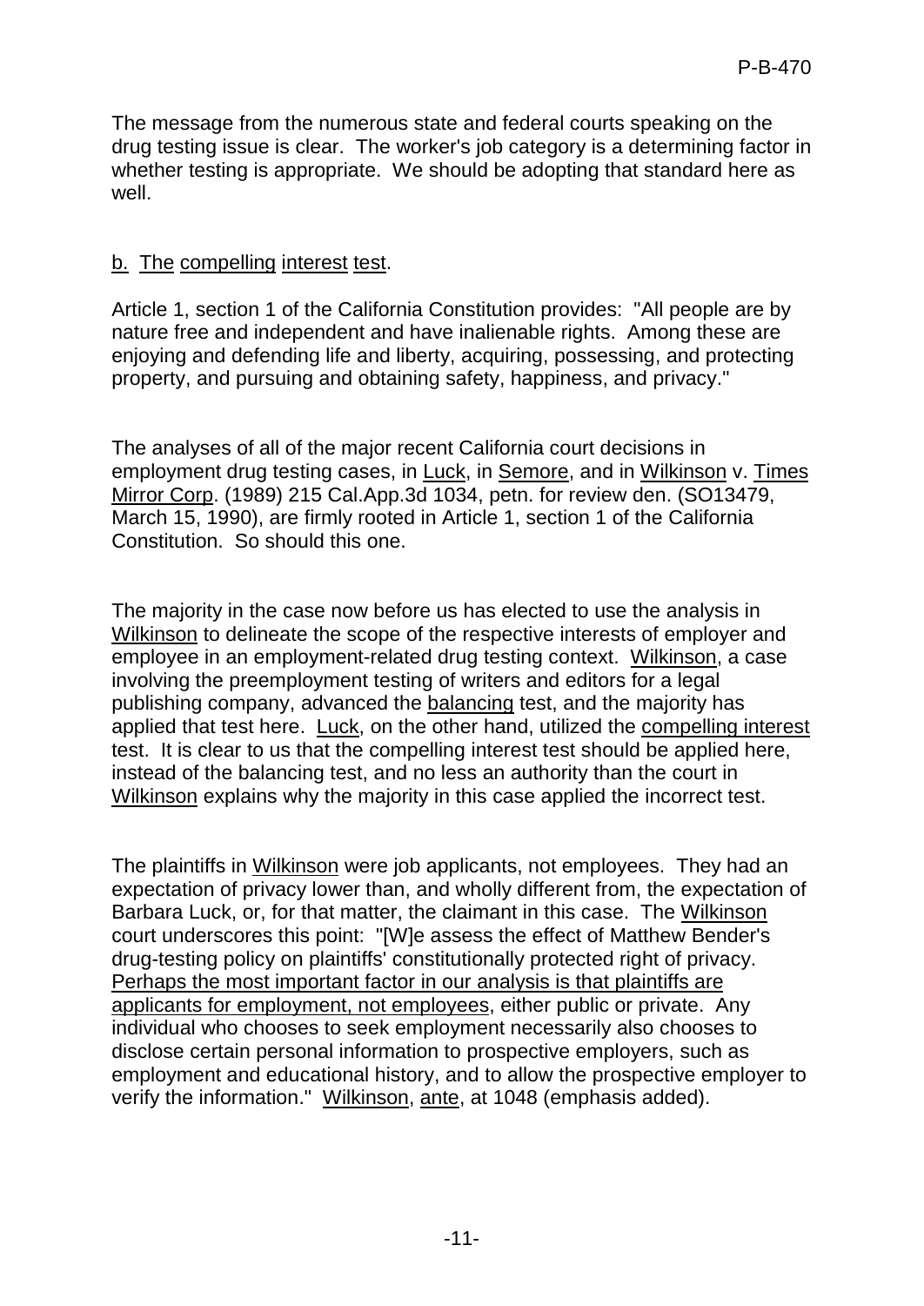The message from the numerous state and federal courts speaking on the drug testing issue is clear. The worker's job category is a determining factor in whether testing is appropriate. We should be adopting that standard here as well.

b. The compelling interest test.

Article 1, section 1 of the California Constitution provides: "All people are by nature free and independent and have inalienable rights. Among these are enjoying and defending life and liberty, acquiring, possessing, and protecting property, and pursuing and obtaining safety, happiness, and privacy."

The analyses of all of the major recent California court decisions in employment drug testing cases, in Luck, in Semore, and in Wilkinson v. Times Mirror Corp. (1989) 215 Cal.App.3d 1034, petn. for review den. (SO13479, March 15, 1990), are firmly rooted in Article 1, section 1 of the California Constitution. So should this one.

The majority in the case now before us has elected to use the analysis in Wilkinson to delineate the scope of the respective interests of employer and employee in an employment-related drug testing context. Wilkinson, a case involving the preemployment testing of writers and editors for a legal publishing company, advanced the balancing test, and the majority has applied that test here. Luck, on the other hand, utilized the compelling interest test. It is clear to us that the compelling interest test should be applied here, instead of the balancing test, and no less an authority than the court in Wilkinson explains why the majority in this case applied the incorrect test.

The plaintiffs in Wilkinson were job applicants, not employees. They had an expectation of privacy lower than, and wholly different from, the expectation of Barbara Luck, or, for that matter, the claimant in this case. The Wilkinson court underscores this point: "[W]e assess the effect of Matthew Bender's drug-testing policy on plaintiffs' constitutionally protected right of privacy. Perhaps the most important factor in our analysis is that plaintiffs are applicants for employment, not employees, either public or private. Any individual who chooses to seek employment necessarily also chooses to disclose certain personal information to prospective employers, such as employment and educational history, and to allow the prospective employer to verify the information." Wilkinson, ante, at 1048 (emphasis added).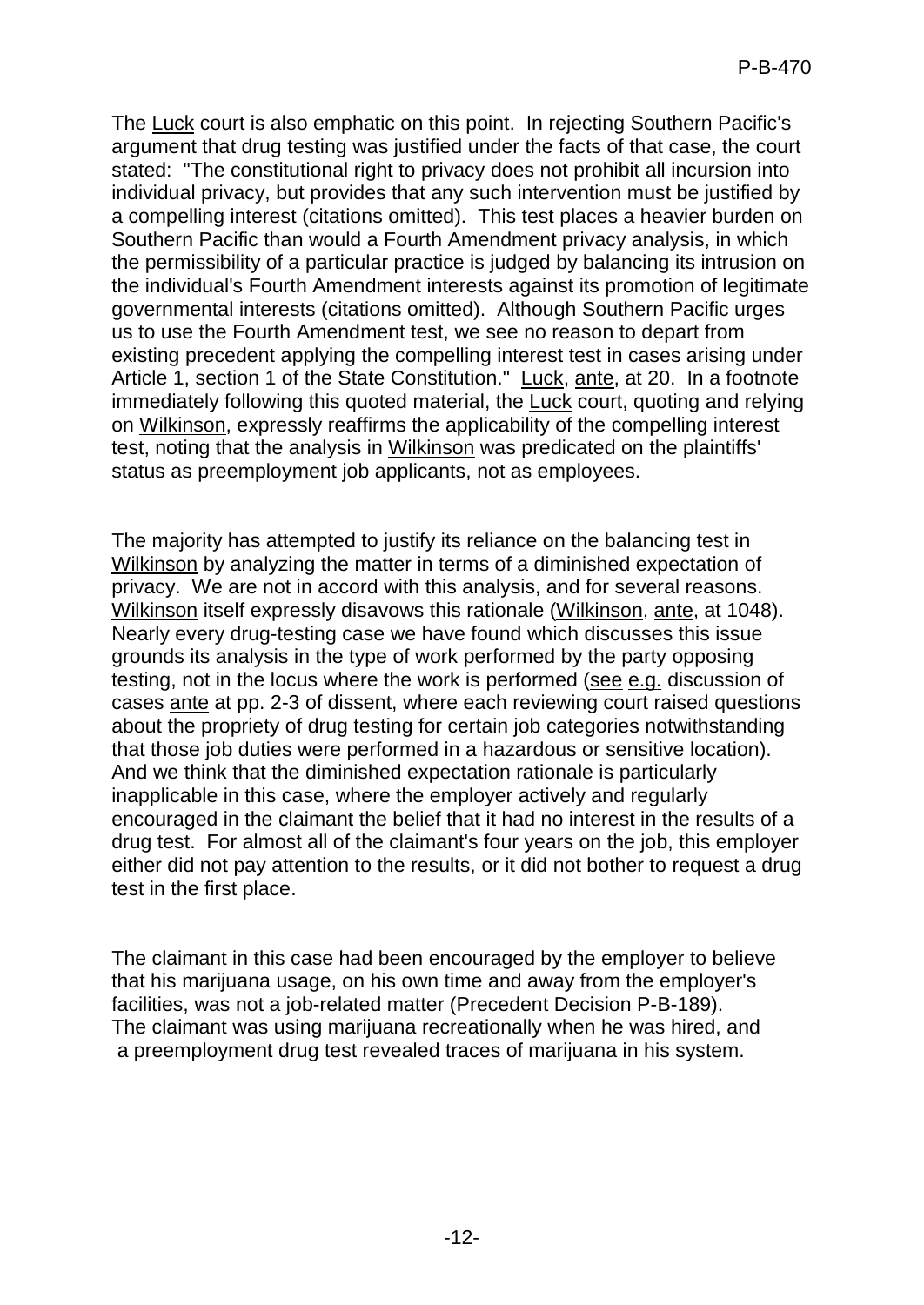The Luck court is also emphatic on this point. In rejecting Southern Pacific's argument that drug testing was justified under the facts of that case, the court stated: "The constitutional right to privacy does not prohibit all incursion into individual privacy, but provides that any such intervention must be justified by a compelling interest (citations omitted). This test places a heavier burden on Southern Pacific than would a Fourth Amendment privacy analysis, in which the permissibility of a particular practice is judged by balancing its intrusion on the individual's Fourth Amendment interests against its promotion of legitimate governmental interests (citations omitted). Although Southern Pacific urges us to use the Fourth Amendment test, we see no reason to depart from existing precedent applying the compelling interest test in cases arising under Article 1, section 1 of the State Constitution." Luck, ante, at 20. In a footnote immediately following this quoted material, the Luck court, quoting and relying on Wilkinson, expressly reaffirms the applicability of the compelling interest test, noting that the analysis in Wilkinson was predicated on the plaintiffs' status as preemployment job applicants, not as employees.

The majority has attempted to justify its reliance on the balancing test in Wilkinson by analyzing the matter in terms of a diminished expectation of privacy. We are not in accord with this analysis, and for several reasons. Wilkinson itself expressly disavows this rationale (Wilkinson, ante, at 1048). Nearly every drug-testing case we have found which discusses this issue grounds its analysis in the type of work performed by the party opposing testing, not in the locus where the work is performed (see e.g. discussion of cases ante at pp. 2-3 of dissent, where each reviewing court raised questions about the propriety of drug testing for certain job categories notwithstanding that those job duties were performed in a hazardous or sensitive location). And we think that the diminished expectation rationale is particularly inapplicable in this case, where the employer actively and regularly encouraged in the claimant the belief that it had no interest in the results of a drug test. For almost all of the claimant's four years on the job, this employer either did not pay attention to the results, or it did not bother to request a drug test in the first place.

The claimant in this case had been encouraged by the employer to believe that his marijuana usage, on his own time and away from the employer's facilities, was not a job-related matter (Precedent Decision P-B-189). The claimant was using marijuana recreationally when he was hired, and a preemployment drug test revealed traces of marijuana in his system.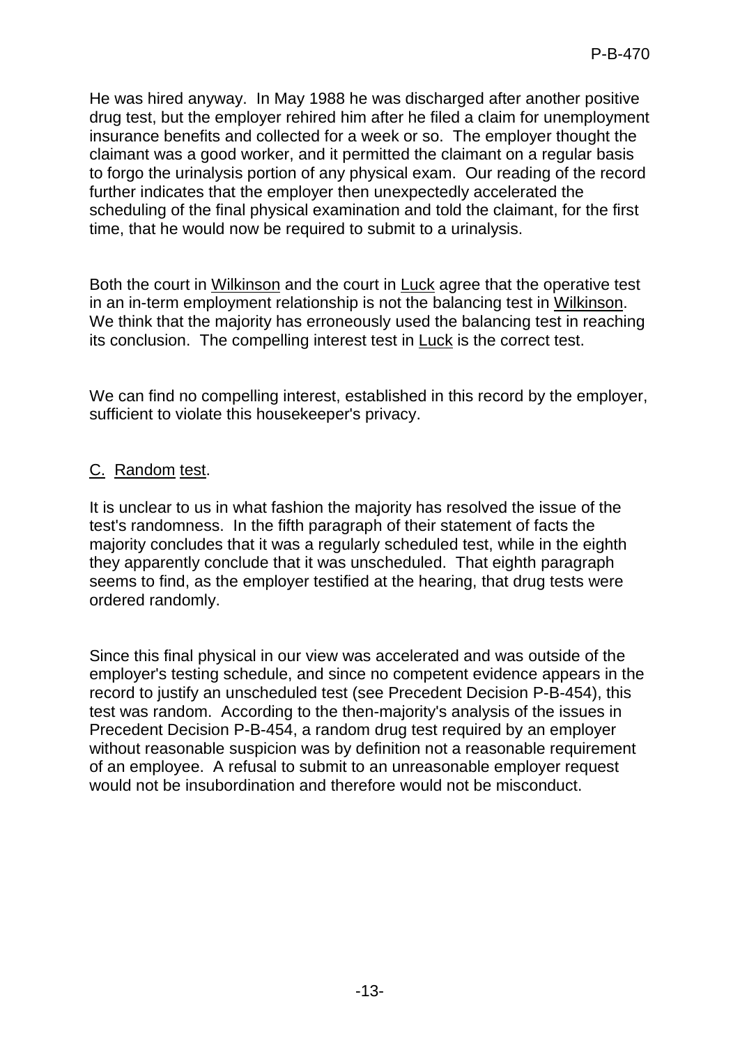He was hired anyway. In May 1988 he was discharged after another positive drug test, but the employer rehired him after he filed a claim for unemployment insurance benefits and collected for a week or so. The employer thought the claimant was a good worker, and it permitted the claimant on a regular basis to forgo the urinalysis portion of any physical exam. Our reading of the record further indicates that the employer then unexpectedly accelerated the scheduling of the final physical examination and told the claimant, for the first time, that he would now be required to submit to a urinalysis.

Both the court in Wilkinson and the court in Luck agree that the operative test in an in-term employment relationship is not the balancing test in Wilkinson. We think that the majority has erroneously used the balancing test in reaching its conclusion. The compelling interest test in Luck is the correct test.

We can find no compelling interest, established in this record by the employer, sufficient to violate this housekeeper's privacy.

C. Random test.

It is unclear to us in what fashion the majority has resolved the issue of the test's randomness. In the fifth paragraph of their statement of facts the majority concludes that it was a regularly scheduled test, while in the eighth they apparently conclude that it was unscheduled. That eighth paragraph seems to find, as the employer testified at the hearing, that drug tests were ordered randomly.

Since this final physical in our view was accelerated and was outside of the employer's testing schedule, and since no competent evidence appears in the record to justify an unscheduled test (see Precedent Decision P-B-454), this test was random. According to the then-majority's analysis of the issues in Precedent Decision P-B-454, a random drug test required by an employer without reasonable suspicion was by definition not a reasonable requirement of an employee. A refusal to submit to an unreasonable employer request would not be insubordination and therefore would not be misconduct.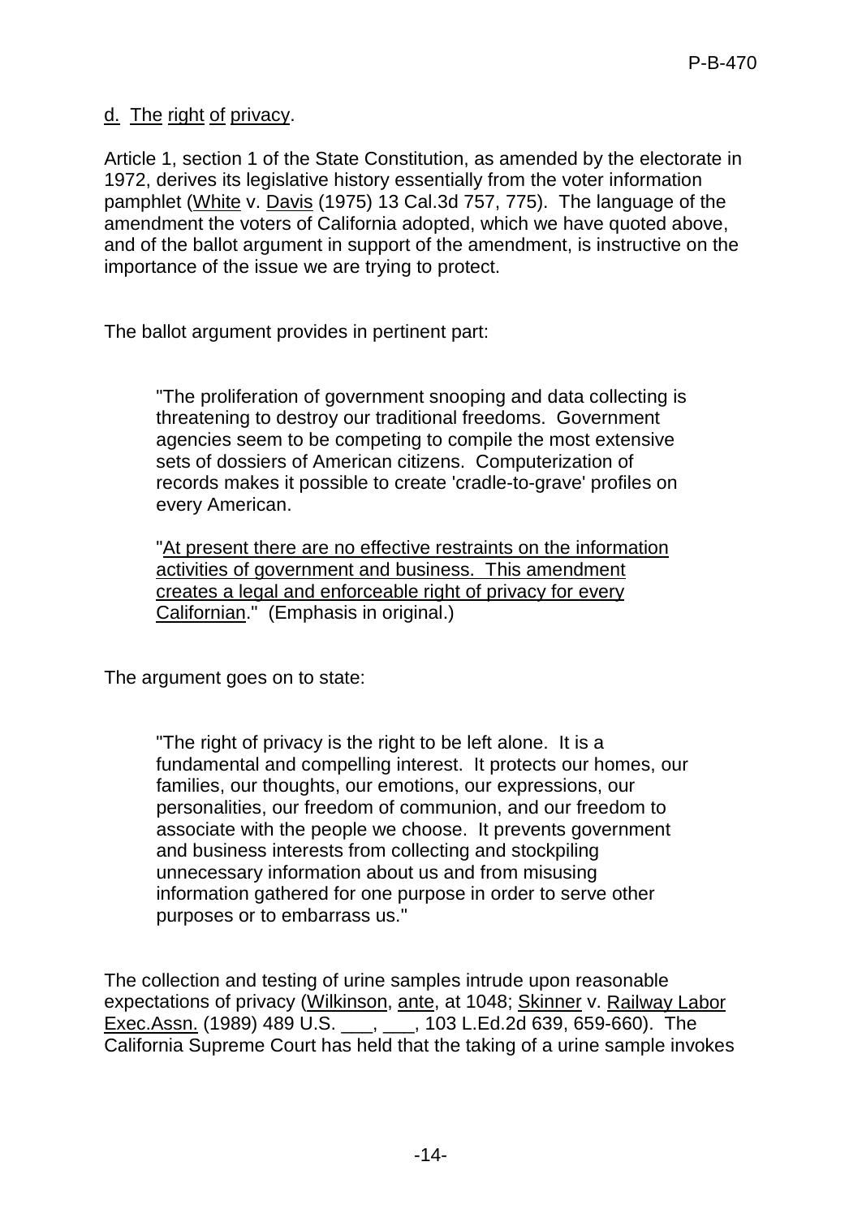d. The right of privacy.

Article 1, section 1 of the State Constitution, as amended by the electorate in 1972, derives its legislative history essentially from the voter information pamphlet (White v. Davis (1975) 13 Cal.3d 757, 775). The language of the amendment the voters of California adopted, which we have quoted above, and of the ballot argument in support of the amendment, is instructive on the importance of the issue we are trying to protect.

The ballot argument provides in pertinent part:

> "The proliferation of government snooping and data collecting is threatening to destroy our traditional freedoms. Government agencies seem to be competing to compile the most extensive sets of dossiers of American citizens. Computerization of records makes it possible to create 'cradle-to-grave' profiles on every American.
>
> "At present there are no effective restraints on the information activities of government and business. This amendment creates a legal and enforceable right of privacy for every Californian." (Emphasis in original.)

The argument goes on to state:

> "The right of privacy is the right to be left alone. It is a fundamental and compelling interest. It protects our homes, our families, our thoughts, our emotions, our expressions, our personalities, our freedom of communion, and our freedom to associate with the people we choose. It prevents government and business interests from collecting and stockpiling unnecessary information about us and from misusing information gathered for one purpose in order to serve other purposes or to embarrass us."

The collection and testing of urine samples intrude upon reasonable expectations of privacy (Wilkinson, ante, at 1048; Skinner v. Railway Labor Exec.Assn. (1989) 489 U.S. ___, ___, 103 L.Ed.2d 639, 659-660). The California Supreme Court has held that the taking of a urine sample invokes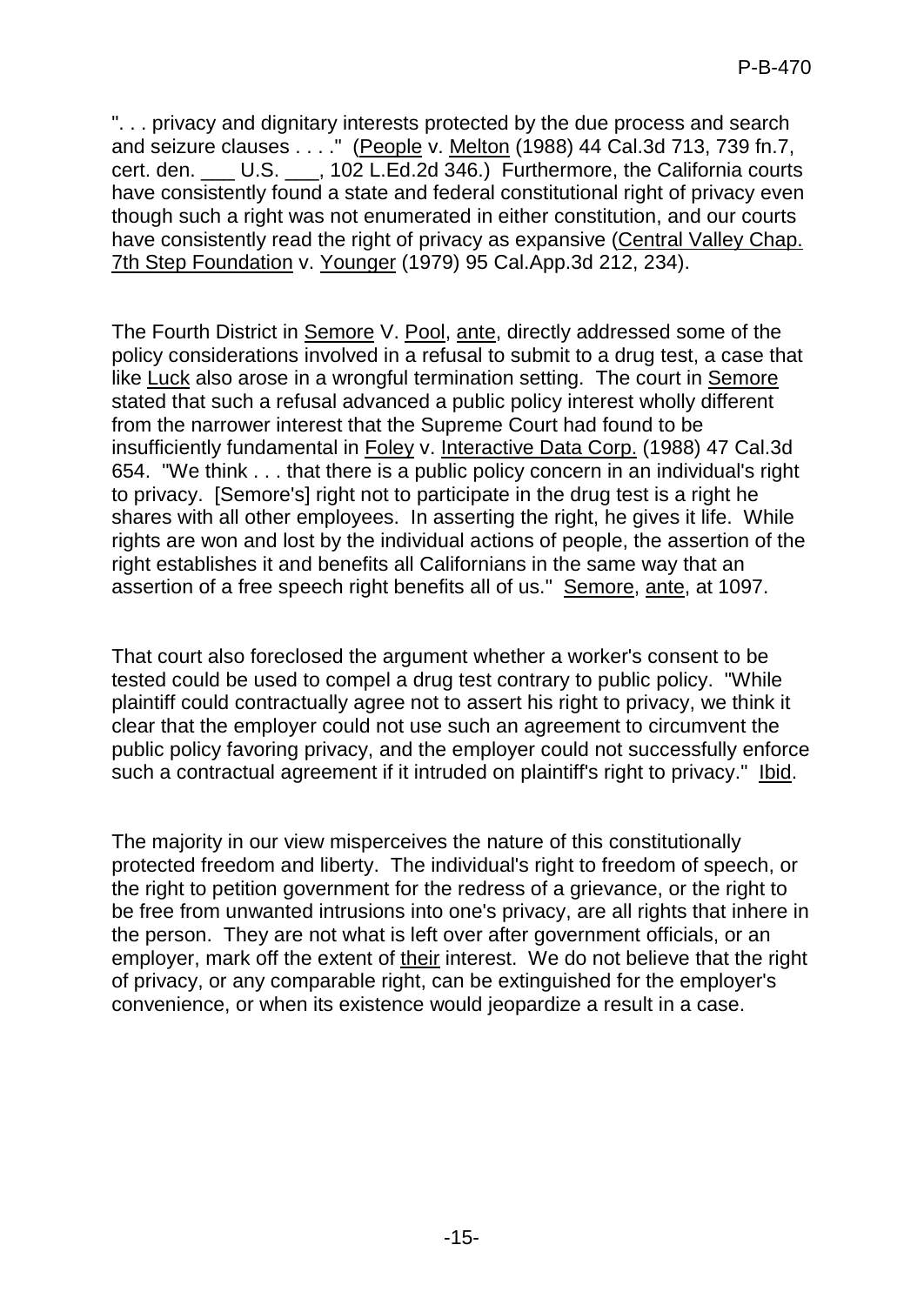". . . privacy and dignitary interests protected by the due process and search and seizure clauses . . . ." (People v. Melton (1988) 44 Cal.3d 713, 739 fn.7, cert. den. ___ U.S. ___, 102 L.Ed.2d 346.) Furthermore, the California courts have consistently found a state and federal constitutional right of privacy even though such a right was not enumerated in either constitution, and our courts have consistently read the right of privacy as expansive (Central Valley Chap. 7th Step Foundation v. Younger (1979) 95 Cal.App.3d 212, 234).

The Fourth District in Semore V. Pool, ante, directly addressed some of the policy considerations involved in a refusal to submit to a drug test, a case that like Luck also arose in a wrongful termination setting. The court in Semore stated that such a refusal advanced a public policy interest wholly different from the narrower interest that the Supreme Court had found to be insufficiently fundamental in Foley v. Interactive Data Corp. (1988) 47 Cal.3d 654. "We think . . . that there is a public policy concern in an individual's right to privacy. [Semore's] right not to participate in the drug test is a right he shares with all other employees. In asserting the right, he gives it life. While rights are won and lost by the individual actions of people, the assertion of the right establishes it and benefits all Californians in the same way that an assertion of a free speech right benefits all of us." Semore, ante, at 1097.

That court also foreclosed the argument whether a worker's consent to be tested could be used to compel a drug test contrary to public policy. "While plaintiff could contractually agree not to assert his right to privacy, we think it clear that the employer could not use such an agreement to circumvent the public policy favoring privacy, and the employer could not successfully enforce such a contractual agreement if it intruded on plaintiff's right to privacy." Ibid.

The majority in our view misperceives the nature of this constitutionally protected freedom and liberty. The individual's right to freedom of speech, or the right to petition government for the redress of a grievance, or the right to be free from unwanted intrusions into one's privacy, are all rights that inhere in the person. They are not what is left over after government officials, or an employer, mark off the extent of their interest. We do not believe that the right of privacy, or any comparable right, can be extinguished for the employer's convenience, or when its existence would jeopardize a result in a case.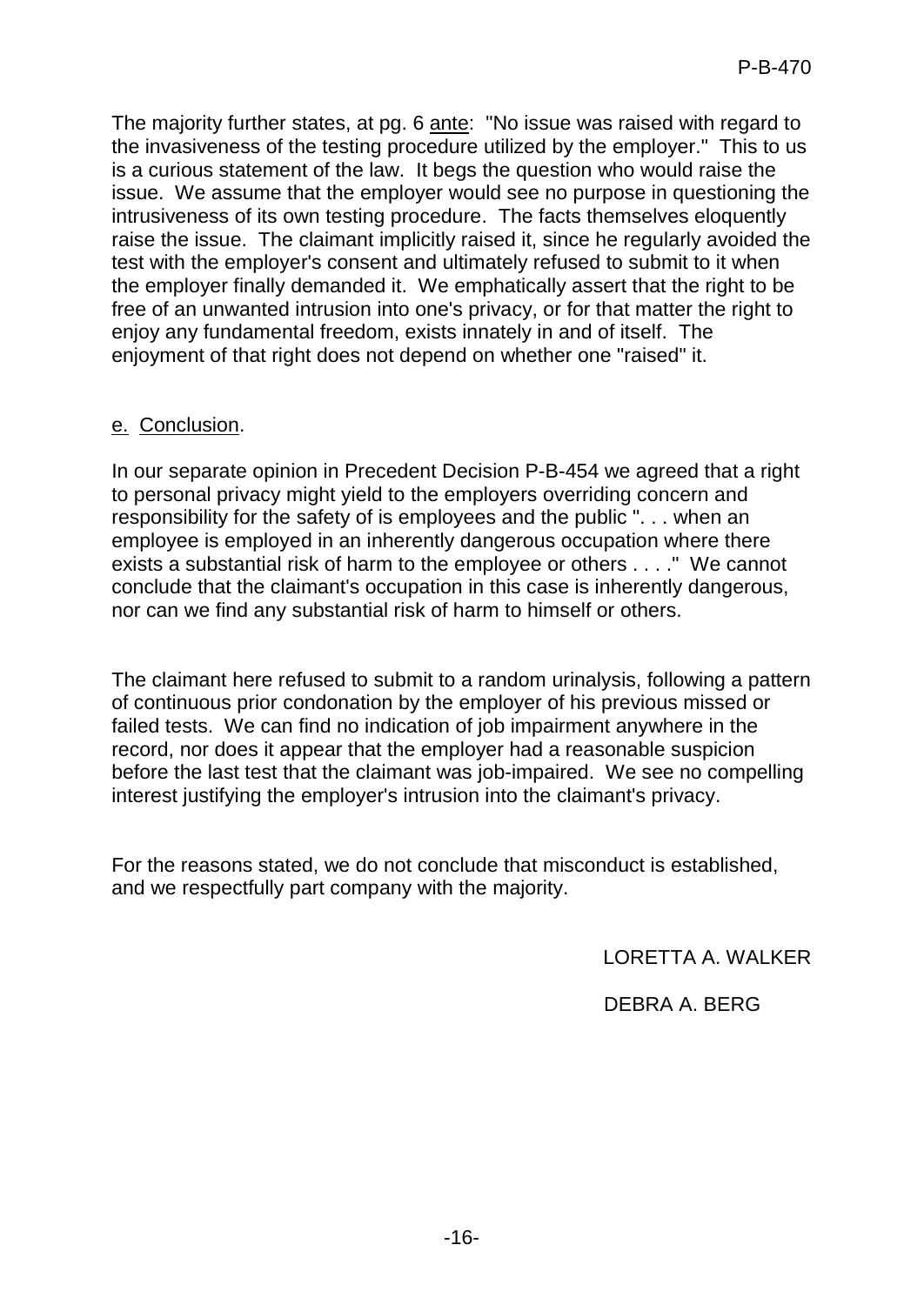The majority further states, at pg. 6 ante: "No issue was raised with regard to the invasiveness of the testing procedure utilized by the employer." This to us is a curious statement of the law. It begs the question who would raise the issue. We assume that the employer would see no purpose in questioning the intrusiveness of its own testing procedure. The facts themselves eloquently raise the issue. The claimant implicitly raised it, since he regularly avoided the test with the employer's consent and ultimately refused to submit to it when the employer finally demanded it. We emphatically assert that the right to be free of an unwanted intrusion into one's privacy, or for that matter the right to enjoy any fundamental freedom, exists innately in and of itself. The enjoyment of that right does not depend on whether one "raised" it.

e. Conclusion.

In our separate opinion in Precedent Decision P-B-454 we agreed that a right to personal privacy might yield to the employers overriding concern and responsibility for the safety of is employees and the public ". . . when an employee is employed in an inherently dangerous occupation where there exists a substantial risk of harm to the employee or others . . . ." We cannot conclude that the claimant's occupation in this case is inherently dangerous, nor can we find any substantial risk of harm to himself or others.

The claimant here refused to submit to a random urinalysis, following a pattern of continuous prior condonation by the employer of his previous missed or failed tests. We can find no indication of job impairment anywhere in the record, nor does it appear that the employer had a reasonable suspicion before the last test that the claimant was job-impaired. We see no compelling interest justifying the employer's intrusion into the claimant's privacy.

For the reasons stated, we do not conclude that misconduct is established, and we respectfully part company with the majority.

LORETTA A. WALKER

DEBRA A. BERG